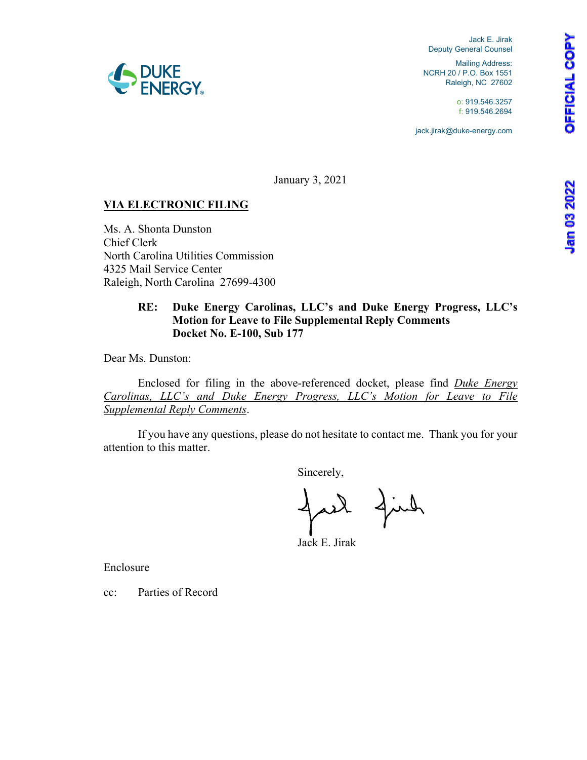Jack E. Jirak
Deputy General Counsel

Mailing Address:
NCRH 20 / P.O. Box 1551
Raleigh, NC 27602

o: 919.546.3257
f: 919.546.2694

jack.jirak@duke-energy.com

January 3, 2021

**VIA ELECTRONIC FILING**

Ms. A. Shonta Dunston
Chief Clerk
North Carolina Utilities Commission
4325 Mail Service Center
Raleigh, North Carolina 27699-4300

**RE: Duke Energy Carolinas, LLC's and Duke Energy Progress, LLC's Motion for Leave to File Supplemental Reply Comments**
**Docket No. E-100, Sub 177**

Dear Ms. Dunston:

Enclosed for filing in the above-referenced docket, please find *Duke Energy Carolinas, LLC's and Duke Energy Progress, LLC's Motion for Leave to File Supplemental Reply Comments*.

If you have any questions, please do not hesitate to contact me. Thank you for your attention to this matter.

Sincerely,

Jack E. Jirak

Enclosure

cc: Parties of Record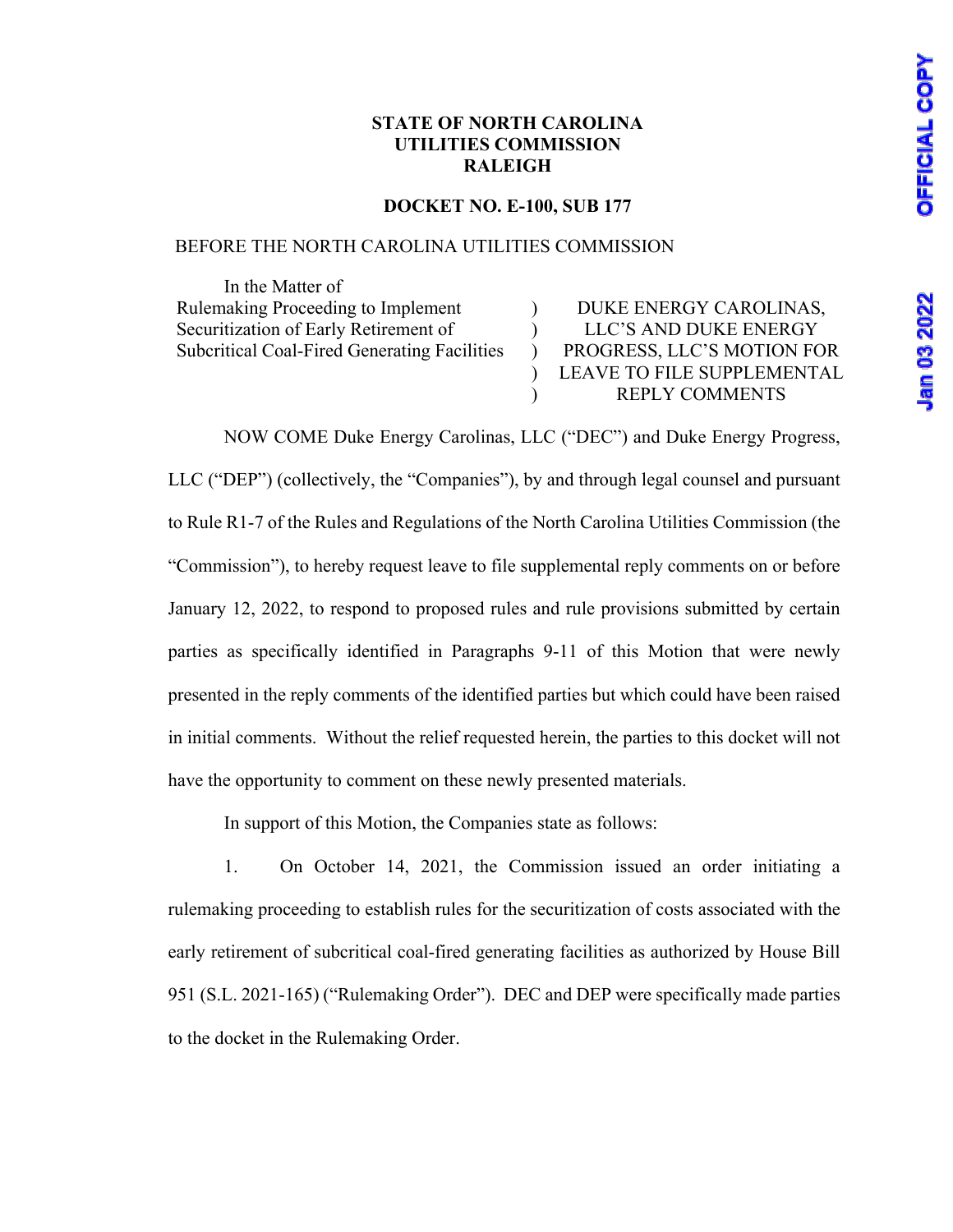**STATE OF NORTH CAROLINA**
**UTILITIES COMMISSION**
**RALEIGH**

**DOCKET NO. E-100, SUB 177**

BEFORE THE NORTH CAROLINA UTILITIES COMMISSION

| In the Matter of Rulemaking Proceeding to Implement Securitization of Early Retirement of Subcritical Coal-Fired Generating Facilities | ) ) ) ) ) | DUKE ENERGY CAROLINAS, LLC'S AND DUKE ENERGY PROGRESS, LLC'S MOTION FOR LEAVE TO FILE SUPPLEMENTAL REPLY COMMENTS |
|---|---|---|

NOW COME Duke Energy Carolinas, LLC ("DEC") and Duke Energy Progress, LLC ("DEP") (collectively, the "Companies"), by and through legal counsel and pursuant to Rule R1-7 of the Rules and Regulations of the North Carolina Utilities Commission (the "Commission"), to hereby request leave to file supplemental reply comments on or before January 12, 2022, to respond to proposed rules and rule provisions submitted by certain parties as specifically identified in Paragraphs 9-11 of this Motion that were newly presented in the reply comments of the identified parties but which could have been raised in initial comments. Without the relief requested herein, the parties to this docket will not have the opportunity to comment on these newly presented materials.

In support of this Motion, the Companies state as follows:

1. On October 14, 2021, the Commission issued an order initiating a rulemaking proceeding to establish rules for the securitization of costs associated with the early retirement of subcritical coal-fired generating facilities as authorized by House Bill 951 (S.L. 2021-165) ("Rulemaking Order"). DEC and DEP were specifically made parties to the docket in the Rulemaking Order.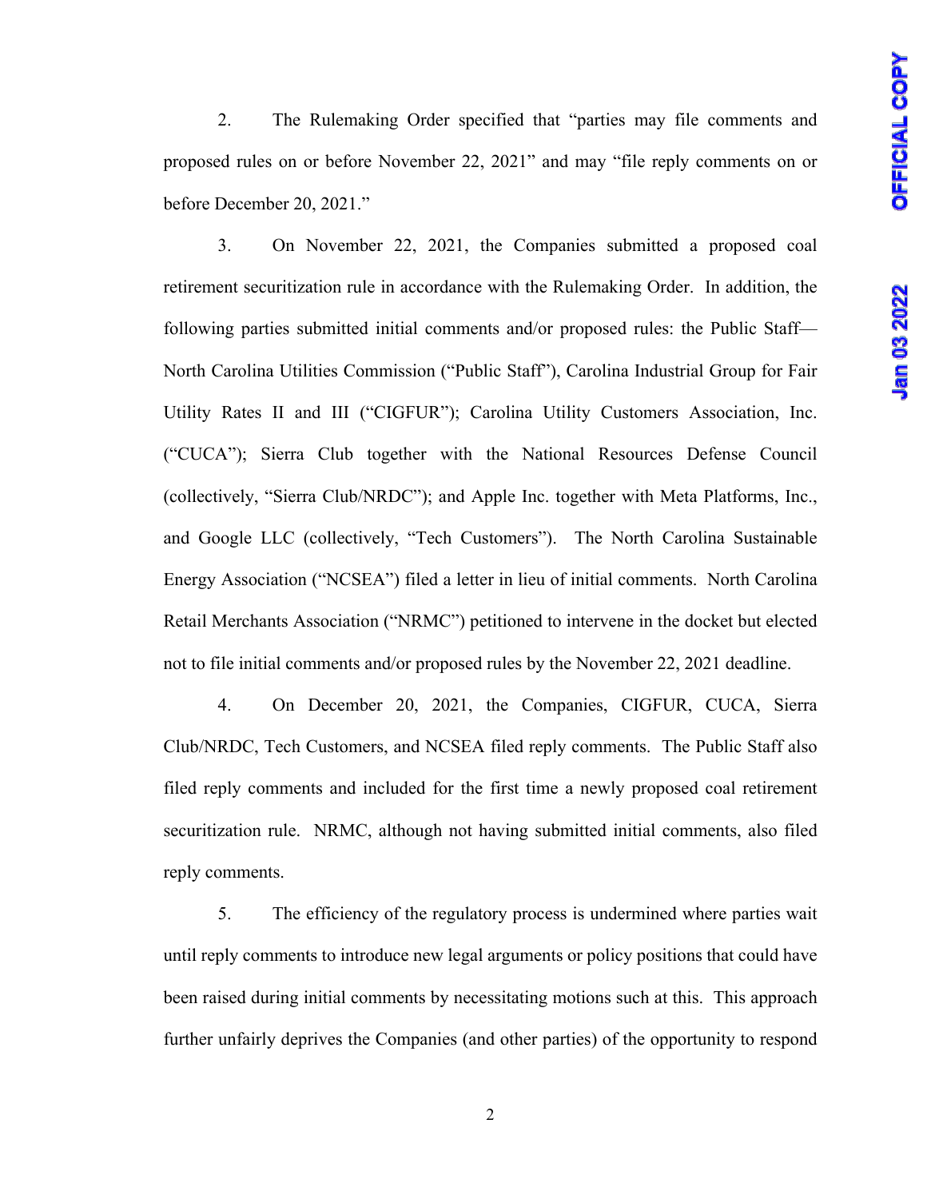2. The Rulemaking Order specified that "parties may file comments and proposed rules on or before November 22, 2021" and may "file reply comments on or before December 20, 2021."

3. On November 22, 2021, the Companies submitted a proposed coal retirement securitization rule in accordance with the Rulemaking Order. In addition, the following parties submitted initial comments and/or proposed rules: the Public Staff—North Carolina Utilities Commission ("Public Staff"), Carolina Industrial Group for Fair Utility Rates II and III ("CIGFUR"); Carolina Utility Customers Association, Inc. ("CUCA"); Sierra Club together with the National Resources Defense Council (collectively, "Sierra Club/NRDC"); and Apple Inc. together with Meta Platforms, Inc., and Google LLC (collectively, "Tech Customers"). The North Carolina Sustainable Energy Association ("NCSEA") filed a letter in lieu of initial comments. North Carolina Retail Merchants Association ("NRMC") petitioned to intervene in the docket but elected not to file initial comments and/or proposed rules by the November 22, 2021 deadline.

4. On December 20, 2021, the Companies, CIGFUR, CUCA, Sierra Club/NRDC, Tech Customers, and NCSEA filed reply comments. The Public Staff also filed reply comments and included for the first time a newly proposed coal retirement securitization rule. NRMC, although not having submitted initial comments, also filed reply comments.

5. The efficiency of the regulatory process is undermined where parties wait until reply comments to introduce new legal arguments or policy positions that could have been raised during initial comments by necessitating motions such at this. This approach further unfairly deprives the Companies (and other parties) of the opportunity to respond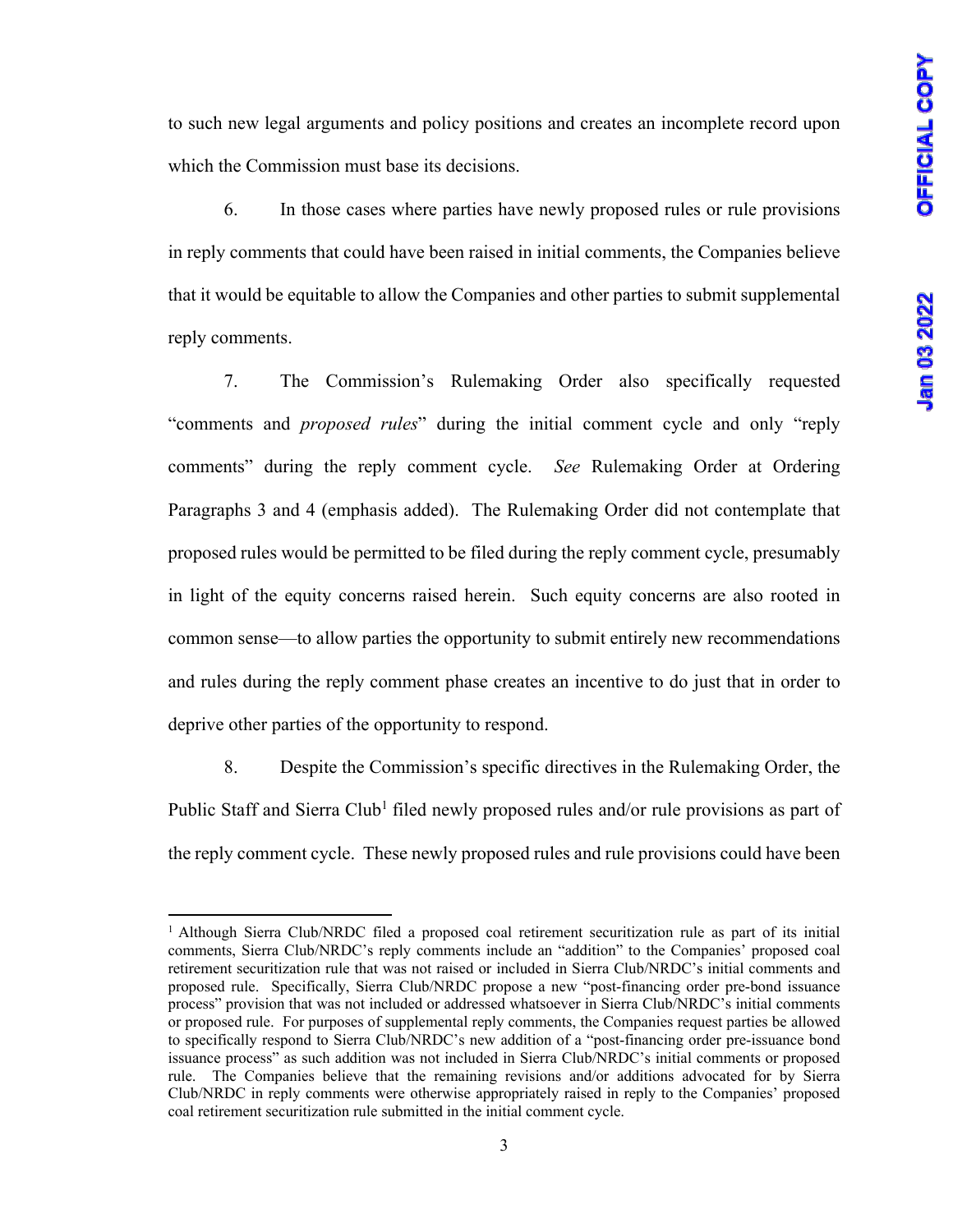to such new legal arguments and policy positions and creates an incomplete record upon which the Commission must base its decisions.

6. In those cases where parties have newly proposed rules or rule provisions in reply comments that could have been raised in initial comments, the Companies believe that it would be equitable to allow the Companies and other parties to submit supplemental reply comments.

7. The Commission's Rulemaking Order also specifically requested "comments and *proposed rules*" during the initial comment cycle and only "reply comments" during the reply comment cycle. *See* Rulemaking Order at Ordering Paragraphs 3 and 4 (emphasis added). The Rulemaking Order did not contemplate that proposed rules would be permitted to be filed during the reply comment cycle, presumably in light of the equity concerns raised herein. Such equity concerns are also rooted in common sense—to allow parties the opportunity to submit entirely new recommendations and rules during the reply comment phase creates an incentive to do just that in order to deprive other parties of the opportunity to respond.

8. Despite the Commission's specific directives in the Rulemaking Order, the Public Staff and Sierra Club[1] filed newly proposed rules and/or rule provisions as part of the reply comment cycle. These newly proposed rules and rule provisions could have been

[1] Although Sierra Club/NRDC filed a proposed coal retirement securitization rule as part of its initial comments, Sierra Club/NRDC's reply comments include an "addition" to the Companies' proposed coal retirement securitization rule that was not raised or included in Sierra Club/NRDC's initial comments and proposed rule. Specifically, Sierra Club/NRDC propose a new "post-financing order pre-bond issuance process" provision that was not included or addressed whatsoever in Sierra Club/NRDC's initial comments or proposed rule. For purposes of supplemental reply comments, the Companies request parties be allowed to specifically respond to Sierra Club/NRDC's new addition of a "post-financing order pre-issuance bond issuance process" as such addition was not included in Sierra Club/NRDC's initial comments or proposed rule. The Companies believe that the remaining revisions and/or additions advocated for by Sierra Club/NRDC in reply comments were otherwise appropriately raised in reply to the Companies' proposed coal retirement securitization rule submitted in the initial comment cycle.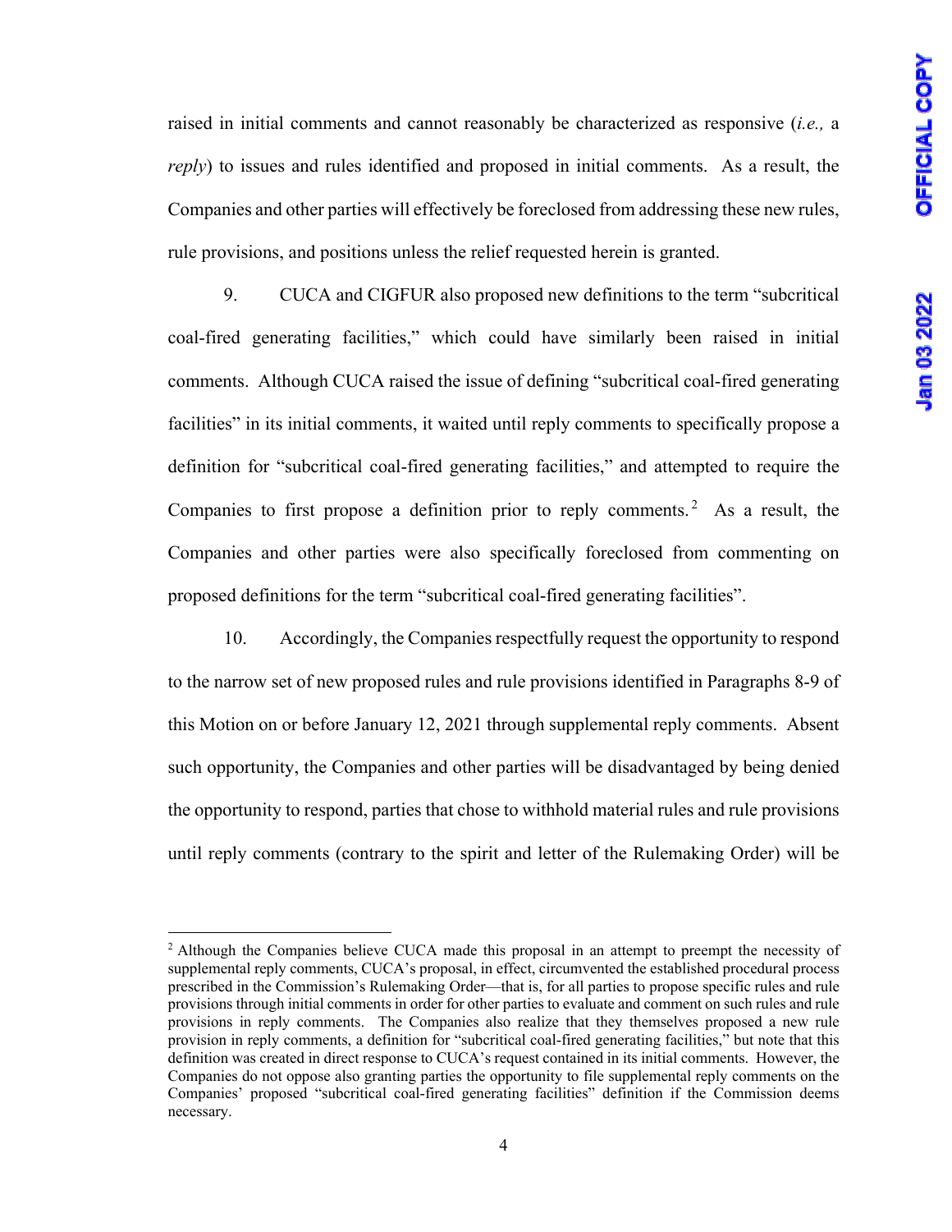raised in initial comments and cannot reasonably be characterized as responsive (*i.e.,* a *reply*) to issues and rules identified and proposed in initial comments. As a result, the Companies and other parties will effectively be foreclosed from addressing these new rules, rule provisions, and positions unless the relief requested herein is granted.

9. CUCA and CIGFUR also proposed new definitions to the term "subcritical coal-fired generating facilities," which could have similarly been raised in initial comments. Although CUCA raised the issue of defining "subcritical coal-fired generating facilities" in its initial comments, it waited until reply comments to specifically propose a definition for "subcritical coal-fired generating facilities," and attempted to require the Companies to first propose a definition prior to reply comments.[2] As a result, the Companies and other parties were also specifically foreclosed from commenting on proposed definitions for the term "subcritical coal-fired generating facilities".

10. Accordingly, the Companies respectfully request the opportunity to respond to the narrow set of new proposed rules and rule provisions identified in Paragraphs 8-9 of this Motion on or before January 12, 2021 through supplemental reply comments. Absent such opportunity, the Companies and other parties will be disadvantaged by being denied the opportunity to respond, parties that chose to withhold material rules and rule provisions until reply comments (contrary to the spirit and letter of the Rulemaking Order) will be

---

[2] Although the Companies believe CUCA made this proposal in an attempt to preempt the necessity of supplemental reply comments, CUCA's proposal, in effect, circumvented the established procedural process prescribed in the Commission's Rulemaking Order—that is, for all parties to propose specific rules and rule provisions through initial comments in order for other parties to evaluate and comment on such rules and rule provisions in reply comments. The Companies also realize that they themselves proposed a new rule provision in reply comments, a definition for "subcritical coal-fired generating facilities," but note that this definition was created in direct response to CUCA's request contained in its initial comments. However, the Companies do not oppose also granting parties the opportunity to file supplemental reply comments on the Companies' proposed "subcritical coal-fired generating facilities" definition if the Commission deems necessary.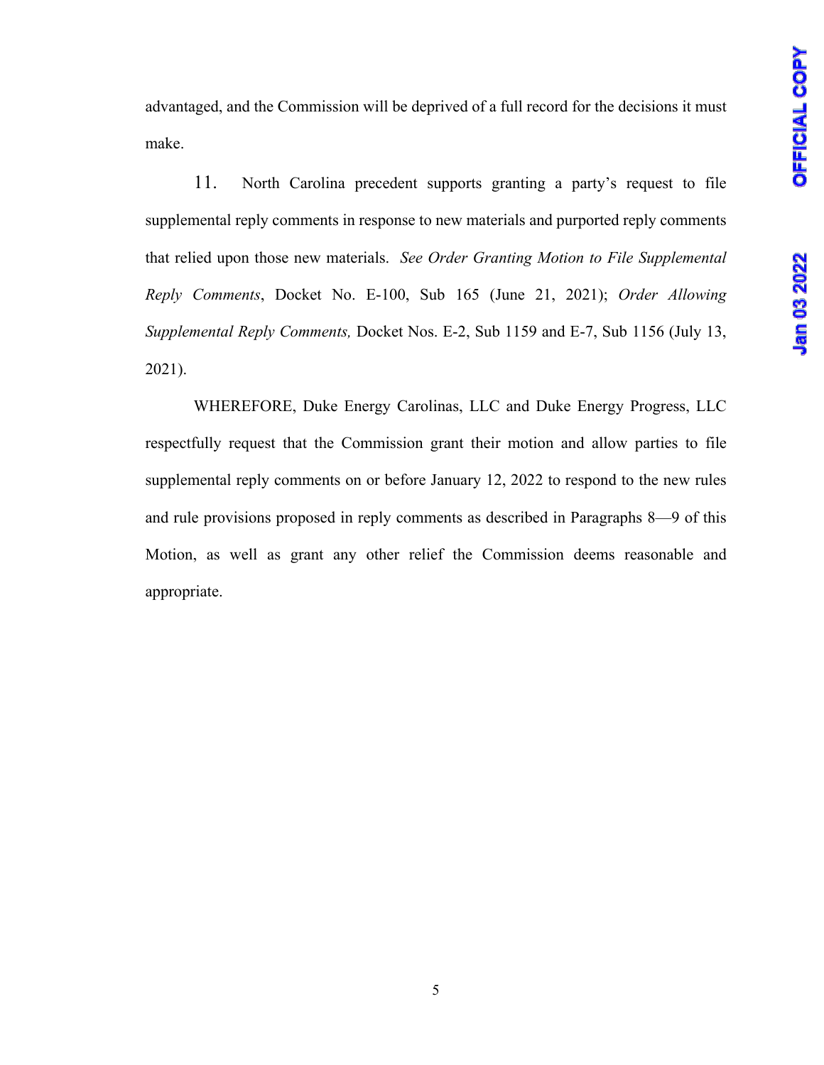advantaged, and the Commission will be deprived of a full record for the decisions it must make.

11. North Carolina precedent supports granting a party's request to file supplemental reply comments in response to new materials and purported reply comments that relied upon those new materials. *See Order Granting Motion to File Supplemental Reply Comments*, Docket No. E-100, Sub 165 (June 21, 2021); *Order Allowing Supplemental Reply Comments,* Docket Nos. E-2, Sub 1159 and E-7, Sub 1156 (July 13, 2021).

WHEREFORE, Duke Energy Carolinas, LLC and Duke Energy Progress, LLC respectfully request that the Commission grant their motion and allow parties to file supplemental reply comments on or before January 12, 2022 to respond to the new rules and rule provisions proposed in reply comments as described in Paragraphs 8—9 of this Motion, as well as grant any other relief the Commission deems reasonable and appropriate.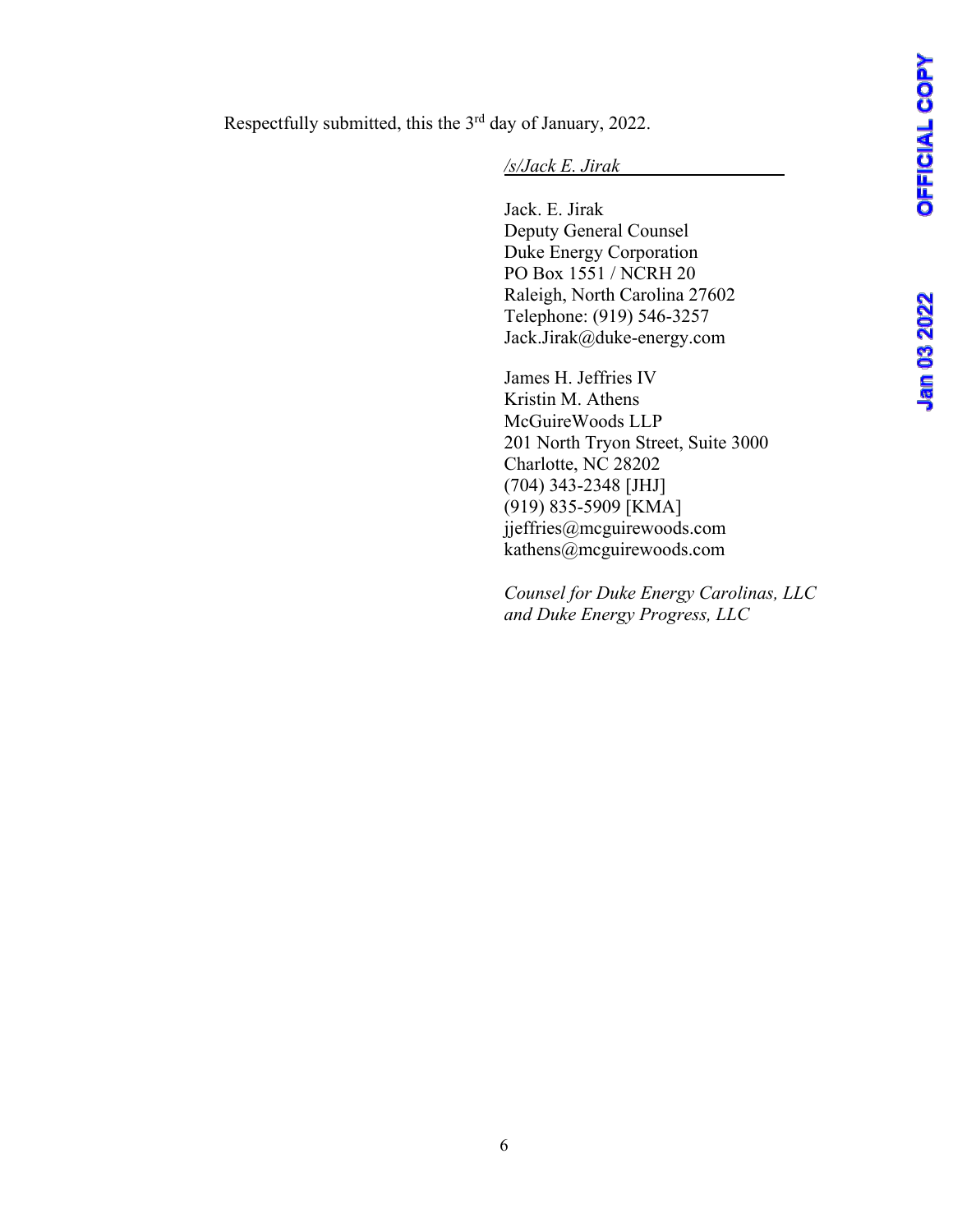Respectfully submitted, this the 3rd day of January, 2022.

*/s/Jack E. Jirak*

Jack. E. Jirak
Deputy General Counsel
Duke Energy Corporation
PO Box 1551 / NCRH 20
Raleigh, North Carolina 27602
Telephone: (919) 546-3257
Jack.Jirak@duke-energy.com

James H. Jeffries IV
Kristin M. Athens
McGuireWoods LLP
201 North Tryon Street, Suite 3000
Charlotte, NC 28202
(704) 343-2348 [JHJ]
(919) 835-5909 [KMA]
jjeffries@mcguirewoods.com
kathens@mcguirewoods.com

*Counsel for Duke Energy Carolinas, LLC and Duke Energy Progress, LLC*